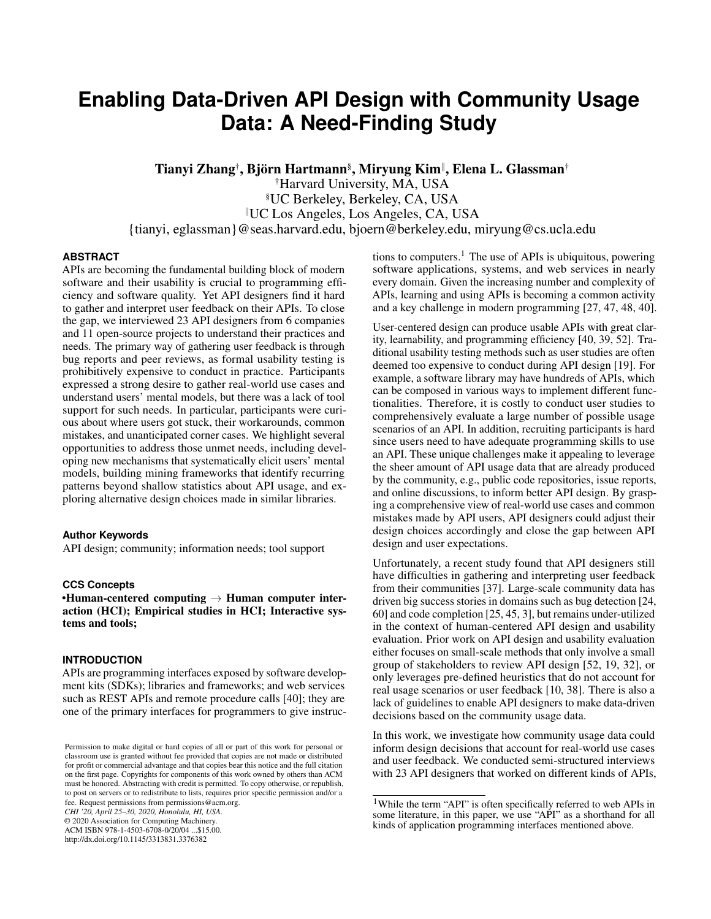# Enabling Data-Driven API Design with Community Usage Data: A Need-Finding Study

**Tianyi Zhang[†], Björn Hartmann[§], Miryung Kim[‖], Elena L. Glassman[†]**

[†]Harvard University, MA, USA

[§]UC Berkeley, Berkeley, CA, USA

[‖]UC Los Angeles, Los Angeles, CA, USA

{tianyi, eglassman}@seas.harvard.edu, bjoern@berkeley.edu, miryung@cs.ucla.edu

## ABSTRACT

APIs are becoming the fundamental building block of modern software and their usability is crucial to programming efficiency and software quality. Yet API designers find it hard to gather and interpret user feedback on their APIs. To close the gap, we interviewed 23 API designers from 6 companies and 11 open-source projects to understand their practices and needs. The primary way of gathering user feedback is through bug reports and peer reviews, as formal usability testing is prohibitively expensive to conduct in practice. Participants expressed a strong desire to gather real-world use cases and understand users' mental models, but there was a lack of tool support for such needs. In particular, participants were curious about where users got stuck, their workarounds, common mistakes, and unanticipated corner cases. We highlight several opportunities to address those unmet needs, including developing new mechanisms that systematically elicit users' mental models, building mining frameworks that identify recurring patterns beyond shallow statistics about API usage, and exploring alternative design choices made in similar libraries.

### Author Keywords

API design; community; information needs; tool support

### CCS Concepts

**•Human-centered computing → Human computer interaction (HCI); Empirical studies in HCI; Interactive systems and tools;**

## INTRODUCTION

APIs are programming interfaces exposed by software development kits (SDKs); libraries and frameworks; and web services such as REST APIs and remote procedure calls [40]; they are one of the primary interfaces for programmers to give instructions to computers.[1] The use of APIs is ubiquitous, powering software applications, systems, and web services in nearly every domain. Given the increasing number and complexity of APIs, learning and using APIs is becoming a common activity and a key challenge in modern programming [27, 47, 48, 40].

User-centered design can produce usable APIs with great clarity, learnability, and programming efficiency [40, 39, 52]. Traditional usability testing methods such as user studies are often deemed too expensive to conduct during API design [19]. For example, a software library may have hundreds of APIs, which can be composed in various ways to implement different functionalities. Therefore, it is costly to conduct user studies to comprehensively evaluate a large number of possible usage scenarios of an API. In addition, recruiting participants is hard since users need to have adequate programming skills to use an API. These unique challenges make it appealing to leverage the sheer amount of API usage data that are already produced by the community, e.g., public code repositories, issue reports, and online discussions, to inform better API design. By grasping a comprehensive view of real-world use cases and common mistakes made by API users, API designers could adjust their design choices accordingly and close the gap between API design and user expectations.

Unfortunately, a recent study found that API designers still have difficulties in gathering and interpreting user feedback from their communities [37]. Large-scale community data has driven big success stories in domains such as bug detection [24, 60] and code completion [25, 45, 3], but remains under-utilized in the context of human-centered API design and usability evaluation. Prior work on API design and usability evaluation either focuses on small-scale methods that only involve a small group of stakeholders to review API design [52, 19, 32], or only leverages pre-defined heuristics that do not account for real usage scenarios or user feedback [10, 38]. There is also a lack of guidelines to enable API designers to make data-driven decisions based on the community usage data.

In this work, we investigate how community usage data could inform design decisions that account for real-world use cases and user feedback. We conducted semi-structured interviews with 23 API designers that worked on different kinds of APIs,

[1]While the term "API" is often specifically referred to web APIs in some literature, in this paper, we use "API" as a shorthand for all kinds of application programming interfaces mentioned above.

Permission to make digital or hard copies of all or part of this work for personal or classroom use is granted without fee provided that copies are not made or distributed for profit or commercial advantage and that copies bear this notice and the full citation on the first page. Copyrights for components of this work owned by others than ACM must be honored. Abstracting with credit is permitted. To copy otherwise, or republish, to post on servers or to redistribute to lists, requires prior specific permission and/or a fee. Request permissions from permissions@acm.org.
*CHI '20, April 25–30, 2020, Honolulu, HI, USA.*
© 2020 Association for Computing Machinery.
ACM ISBN 978-1-4503-6708-0/20/04 ...$15.00.
http://dx.doi.org/10.1145/3313831.3376382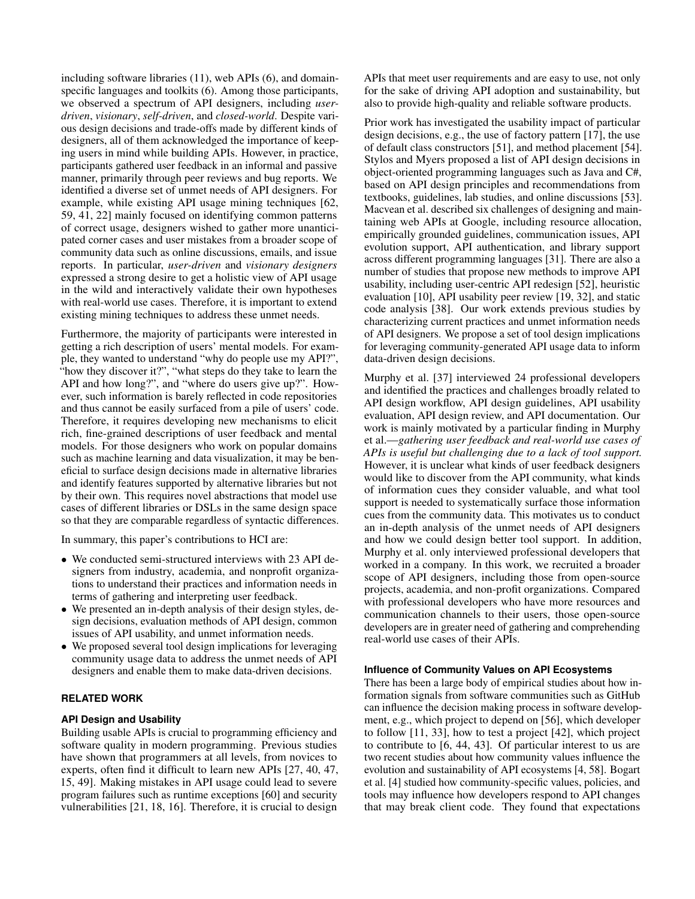including software libraries (11), web APIs (6), and domain-specific languages and toolkits (6). Among those participants, we observed a spectrum of API designers, including *user-driven*, *visionary*, *self-driven*, and *closed-world*. Despite various design decisions and trade-offs made by different kinds of designers, all of them acknowledged the importance of keeping users in mind while building APIs. However, in practice, participants gathered user feedback in an informal and passive manner, primarily through peer reviews and bug reports. We identified a diverse set of unmet needs of API designers. For example, while existing API usage mining techniques [62, 59, 41, 22] mainly focused on identifying common patterns of correct usage, designers wished to gather more unanticipated corner cases and user mistakes from a broader scope of community data such as online discussions, emails, and issue reports. In particular, *user-driven* and *visionary designers* expressed a strong desire to get a holistic view of API usage in the wild and interactively validate their own hypotheses with real-world use cases. Therefore, it is important to extend existing mining techniques to address these unmet needs.

Furthermore, the majority of participants were interested in getting a rich description of users' mental models. For example, they wanted to understand "why do people use my API?", "how they discover it?", "what steps do they take to learn the API and how long?", and "where do users give up?". However, such information is barely reflected in code repositories and thus cannot be easily surfaced from a pile of users' code. Therefore, it requires developing new mechanisms to elicit rich, fine-grained descriptions of user feedback and mental models. For those designers who work on popular domains such as machine learning and data visualization, it may be beneficial to surface design decisions made in alternative libraries and identify features supported by alternative libraries but not by their own. This requires novel abstractions that model use cases of different libraries or DSLs in the same design space so that they are comparable regardless of syntactic differences.

In summary, this paper's contributions to HCI are:

- We conducted semi-structured interviews with 23 API designers from industry, academia, and nonprofit organizations to understand their practices and information needs in terms of gathering and interpreting user feedback.
- We presented an in-depth analysis of their design styles, design decisions, evaluation methods of API design, common issues of API usability, and unmet information needs.
- We proposed several tool design implications for leveraging community usage data to address the unmet needs of API designers and enable them to make data-driven decisions.

## RELATED WORK

### API Design and Usability

Building usable APIs is crucial to programming efficiency and software quality in modern programming. Previous studies have shown that programmers at all levels, from novices to experts, often find it difficult to learn new APIs [27, 40, 47, 15, 49]. Making mistakes in API usage could lead to severe program failures such as runtime exceptions [60] and security vulnerabilities [21, 18, 16]. Therefore, it is crucial to design APIs that meet user requirements and are easy to use, not only for the sake of driving API adoption and sustainability, but also to provide high-quality and reliable software products.

Prior work has investigated the usability impact of particular design decisions, e.g., the use of factory pattern [17], the use of default class constructors [51], and method placement [54]. Stylos and Myers proposed a list of API design decisions in object-oriented programming languages such as Java and C#, based on API design principles and recommendations from textbooks, guidelines, lab studies, and online discussions [53]. Macvean et al. described six challenges of designing and maintaining web APIs at Google, including resource allocation, empirically grounded guidelines, communication issues, API evolution support, API authentication, and library support across different programming languages [31]. There are also a number of studies that propose new methods to improve API usability, including user-centric API redesign [52], heuristic evaluation [10], API usability peer review [19, 32], and static code analysis [38]. Our work extends previous studies by characterizing current practices and unmet information needs of API designers. We propose a set of tool design implications for leveraging community-generated API usage data to inform data-driven design decisions.

Murphy et al. [37] interviewed 24 professional developers and identified the practices and challenges broadly related to API design workflow, API design guidelines, API usability evaluation, API design review, and API documentation. Our work is mainly motivated by a particular finding in Murphy et al.—*gathering user feedback and real-world use cases of APIs is useful but challenging due to a lack of tool support.* However, it is unclear what kinds of user feedback designers would like to discover from the API community, what kinds of information cues they consider valuable, and what tool support is needed to systematically surface those information cues from the community data. This motivates us to conduct an in-depth analysis of the unmet needs of API designers and how we could design better tool support. In addition, Murphy et al. only interviewed professional developers that worked in a company. In this work, we recruited a broader scope of API designers, including those from open-source projects, academia, and non-profit organizations. Compared with professional developers who have more resources and communication channels to their users, those open-source developers are in greater need of gathering and comprehending real-world use cases of their APIs.

### Influence of Community Values on API Ecosystems

There has been a large body of empirical studies about how information signals from software communities such as GitHub can influence the decision making process in software development, e.g., which project to depend on [56], which developer to follow [11, 33], how to test a project [42], which project to contribute to [6, 44, 43]. Of particular interest to us are two recent studies about how community values influence the evolution and sustainability of API ecosystems [4, 58]. Bogart et al. [4] studied how community-specific values, policies, and tools may influence how developers respond to API changes that may break client code. They found that expectations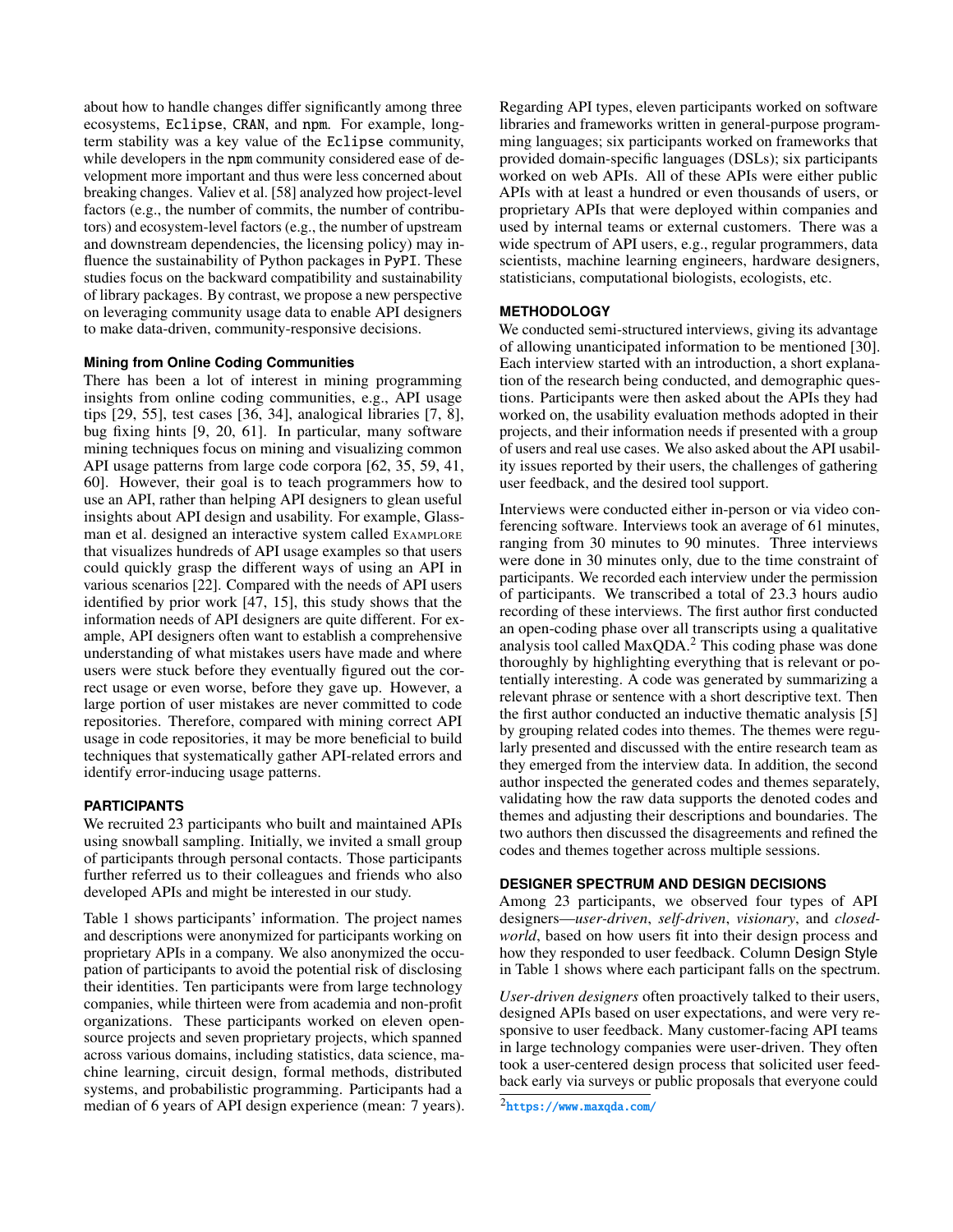about how to handle changes differ significantly among three ecosystems, Eclipse, CRAN, and npm. For example, long-term stability was a key value of the Eclipse community, while developers in the npm community considered ease of development more important and thus were less concerned about breaking changes. Valiev et al. [58] analyzed how project-level factors (e.g., the number of commits, the number of contributors) and ecosystem-level factors (e.g., the number of upstream and downstream dependencies, the licensing policy) may influence the sustainability of Python packages in PyPI. These studies focus on the backward compatibility and sustainability of library packages. By contrast, we propose a new perspective on leveraging community usage data to enable API designers to make data-driven, community-responsive decisions.

### Mining from Online Coding Communities

There has been a lot of interest in mining programming insights from online coding communities, e.g., API usage tips [29, 55], test cases [36, 34], analogical libraries [7, 8], bug fixing hints [9, 20, 61]. In particular, many software mining techniques focus on mining and visualizing common API usage patterns from large code corpora [62, 35, 59, 41, 60]. However, their goal is to teach programmers how to use an API, rather than helping API designers to glean useful insights about API design and usability. For example, Glassman et al. designed an interactive system called EXAMPLORE that visualizes hundreds of API usage examples so that users could quickly grasp the different ways of using an API in various scenarios [22]. Compared with the needs of API users identified by prior work [47, 15], this study shows that the information needs of API designers are quite different. For example, API designers often want to establish a comprehensive understanding of what mistakes users have made and where users were stuck before they eventually figured out the correct usage or even worse, before they gave up. However, a large portion of user mistakes are never committed to code repositories. Therefore, compared with mining correct API usage in code repositories, it may be more beneficial to build techniques that systematically gather API-related errors and identify error-inducing usage patterns.

## PARTICIPANTS

We recruited 23 participants who built and maintained APIs using snowball sampling. Initially, we invited a small group of participants through personal contacts. Those participants further referred us to their colleagues and friends who also developed APIs and might be interested in our study.

Table 1 shows participants' information. The project names and descriptions were anonymized for participants working on proprietary APIs in a company. We also anonymized the occupation of participants to avoid the potential risk of disclosing their identities. Ten participants were from large technology companies, while thirteen were from academia and non-profit organizations. These participants worked on eleven open-source projects and seven proprietary projects, which spanned across various domains, including statistics, data science, machine learning, circuit design, formal methods, distributed systems, and probabilistic programming. Participants had a median of 6 years of API design experience (mean: 7 years). Regarding API types, eleven participants worked on software libraries and frameworks written in general-purpose programming languages; six participants worked on frameworks that provided domain-specific languages (DSLs); six participants worked on web APIs. All of these APIs were either public APIs with at least a hundred or even thousands of users, or proprietary APIs that were deployed within companies and used by internal teams or external customers. There was a wide spectrum of API users, e.g., regular programmers, data scientists, machine learning engineers, hardware designers, statisticians, computational biologists, ecologists, etc.

## METHODOLOGY

We conducted semi-structured interviews, giving its advantage of allowing unanticipated information to be mentioned [30]. Each interview started with an introduction, a short explanation of the research being conducted, and demographic questions. Participants were then asked about the APIs they had worked on, the usability evaluation methods adopted in their projects, and their information needs if presented with a group of users and real use cases. We also asked about the API usability issues reported by their users, the challenges of gathering user feedback, and the desired tool support.

Interviews were conducted either in-person or via video conferencing software. Interviews took an average of 61 minutes, ranging from 30 minutes to 90 minutes. Three interviews were done in 30 minutes only, due to the time constraint of participants. We recorded each interview under the permission of participants. We transcribed a total of 23.3 hours audio recording of these interviews. The first author first conducted an open-coding phase over all transcripts using a qualitative analysis tool called MaxQDA.[2] This coding phase was done thoroughly by highlighting everything that is relevant or potentially interesting. A code was generated by summarizing a relevant phrase or sentence with a short descriptive text. Then the first author conducted an inductive thematic analysis [5] by grouping related codes into themes. The themes were regularly presented and discussed with the entire research team as they emerged from the interview data. In addition, the second author inspected the generated codes and themes separately, validating how the raw data supports the denoted codes and themes and adjusting their descriptions and boundaries. The two authors then discussed the disagreements and refined the codes and themes together across multiple sessions.

## DESIGNER SPECTRUM AND DESIGN DECISIONS

Among 23 participants, we observed four types of API designers—*user-driven*, *self-driven*, *visionary*, and *closed-world*, based on how users fit into their design process and how they responded to user feedback. Column Design Style in Table 1 shows where each participant falls on the spectrum.

*User-driven designers* often proactively talked to their users, designed APIs based on user expectations, and were very responsive to user feedback. Many customer-facing API teams in large technology companies were user-driven. They often took a user-centered design process that solicited user feedback early via surveys or public proposals that everyone could

[2] https://www.maxqda.com/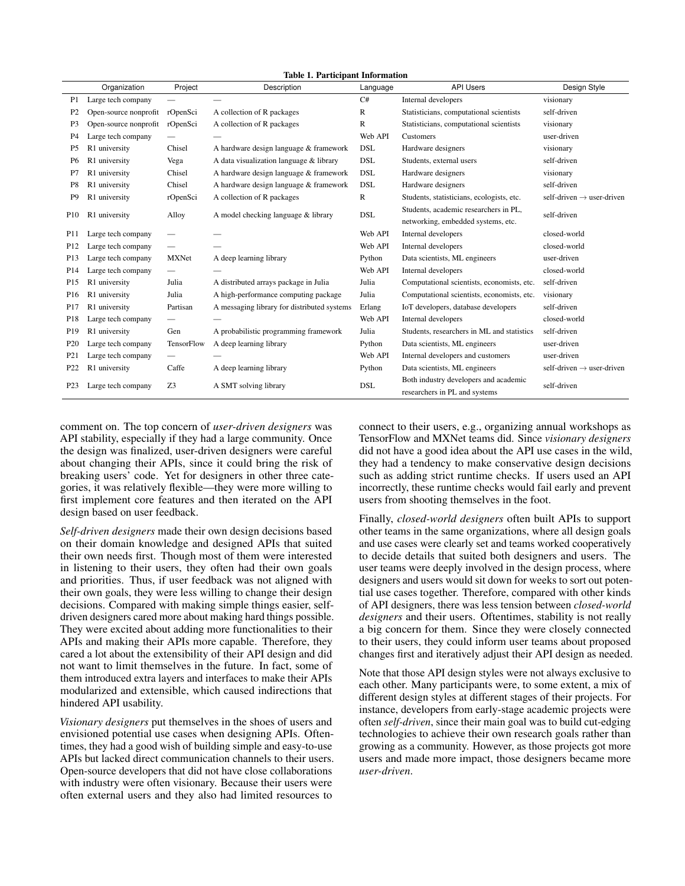**Table 1. Participant Information**

| | Organization | Project | Description | Language | API Users | Design Style |
|---|---|---|---|---|---|---|
| P1 | Large tech company | — | — | C# | Internal developers | visionary |
| P2 | Open-source nonprofit | rOpenSci | A collection of R packages | R | Statisticians, computational scientists | self-driven |
| P3 | Open-source nonprofit | rOpenSci | A collection of R packages | R | Statisticians, computational scientists | visionary |
| P4 | Large tech company | — | — | Web API | Customers | user-driven |
| P5 | R1 university | Chisel | A hardware design language & framework | DSL | Hardware designers | visionary |
| P6 | R1 university | Vega | A data visualization language & library | DSL | Students, external users | self-driven |
| P7 | R1 university | Chisel | A hardware design language & framework | DSL | Hardware designers | visionary |
| P8 | R1 university | Chisel | A hardware design language & framework | DSL | Hardware designers | self-driven |
| P9 | R1 university | rOpenSci | A collection of R packages | R | Students, statisticians, ecologists, etc. | self-driven → user-driven |
| P10 | R1 university | Alloy | A model checking language & library | DSL | Students, academic researchers in PL, networking, embedded systems, etc. | self-driven |
| P11 | Large tech company | — | — | Web API | Internal developers | closed-world |
| P12 | Large tech company | — | — | Web API | Internal developers | closed-world |
| P13 | Large tech company | MXNet | A deep learning library | Python | Data scientists, ML engineers | user-driven |
| P14 | Large tech company | — | — | Web API | Internal developers | closed-world |
| P15 | R1 university | Julia | A distributed arrays package in Julia | Julia | Computational scientists, economists, etc. | self-driven |
| P16 | R1 university | Julia | A high-performance computing package | Julia | Computational scientists, economists, etc. | visionary |
| P17 | R1 university | Partisan | A messaging library for distributed systems | Erlang | IoT developers, database developers | self-driven |
| P18 | Large tech company | — | — | Web API | Internal developers | closed-world |
| P19 | R1 university | Gen | A probabilistic programming framework | Julia | Students, researchers in ML and statistics | self-driven |
| P20 | Large tech company | TensorFlow | A deep learning library | Python | Data scientists, ML engineers | user-driven |
| P21 | Large tech company | — | — | Web API | Internal developers and customers | user-driven |
| P22 | R1 university | Caffe | A deep learning library | Python | Data scientists, ML engineers | self-driven → user-driven |
| P23 | Large tech company | Z3 | A SMT solving library | DSL | Both industry developers and academic researchers in PL and systems | self-driven |

comment on. The top concern of *user-driven designers* was API stability, especially if they had a large community. Once the design was finalized, user-driven designers were careful about changing their APIs, since it could bring the risk of breaking users' code. Yet for designers in other three categories, it was relatively flexible—they were more willing to first implement core features and then iterated on the API design based on user feedback.

*Self-driven designers* made their own design decisions based on their domain knowledge and designed APIs that suited their own needs first. Though most of them were interested in listening to their users, they often had their own goals and priorities. Thus, if user feedback was not aligned with their own goals, they were less willing to change their design decisions. Compared with making simple things easier, self-driven designers cared more about making hard things possible. They were excited about adding more functionalities to their APIs and making their APIs more capable. Therefore, they cared a lot about the extensibility of their API design and did not want to limit themselves in the future. In fact, some of them introduced extra layers and interfaces to make their APIs modularized and extensible, which caused indirections that hindered API usability.

*Visionary designers* put themselves in the shoes of users and envisioned potential use cases when designing APIs. Oftentimes, they had a good wish of building simple and easy-to-use APIs but lacked direct communication channels to their users. Open-source developers that did not have close collaborations with industry were often visionary. Because their users were often external users and they also had limited resources to connect to their users, e.g., organizing annual workshops as TensorFlow and MXNet teams did. Since *visionary designers* did not have a good idea about the API use cases in the wild, they had a tendency to make conservative design decisions such as adding strict runtime checks. If users used an API incorrectly, these runtime checks would fail early and prevent users from shooting themselves in the foot.

Finally, *closed-world designers* often built APIs to support other teams in the same organizations, where all design goals and use cases were clearly set and teams worked cooperatively to decide details that suited both designers and users. The user teams were deeply involved in the design process, where designers and users would sit down for weeks to sort out potential use cases together. Therefore, compared with other kinds of API designers, there was less tension between *closed-world designers* and their users. Oftentimes, stability is not really a big concern for them. Since they were closely connected to their users, they could inform user teams about proposed changes first and iteratively adjust their API design as needed.

Note that those API design styles were not always exclusive to each other. Many participants were, to some extent, a mix of different design styles at different stages of their projects. For instance, developers from early-stage academic projects were often *self-driven*, since their main goal was to build cut-edging technologies to achieve their own research goals rather than growing as a community. However, as those projects got more users and made more impact, those designers became more *user-driven*.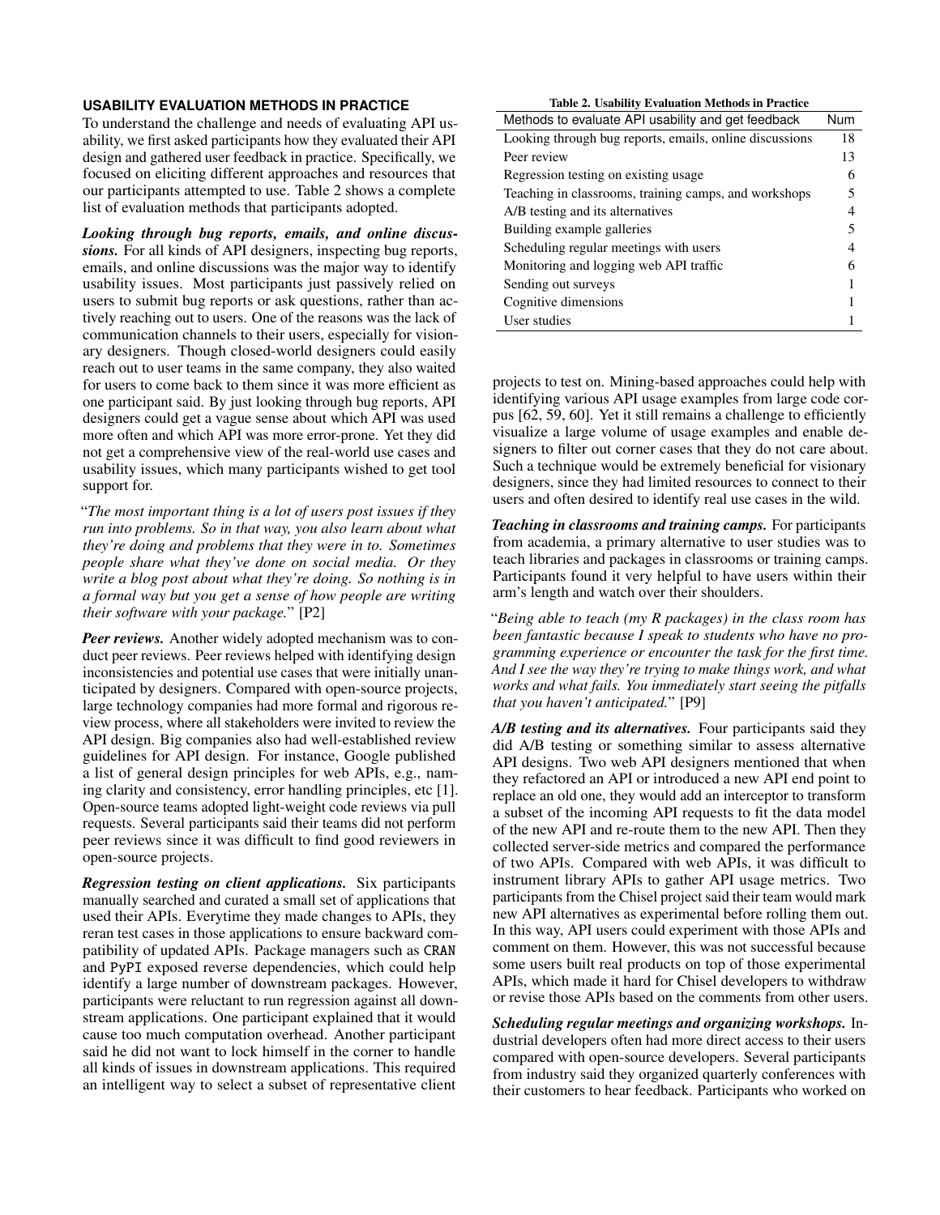## USABILITY EVALUATION METHODS IN PRACTICE

To understand the challenge and needs of evaluating API usability, we first asked participants how they evaluated their API design and gathered user feedback in practice. Specifically, we focused on eliciting different approaches and resources that our participants attempted to use. Table 2 shows a complete list of evaluation methods that participants adopted.

***Looking through bug reports, emails, and online discussions.*** For all kinds of API designers, inspecting bug reports, emails, and online discussions was the major way to identify usability issues. Most participants just passively relied on users to submit bug reports or ask questions, rather than actively reaching out to users. One of the reasons was the lack of communication channels to their users, especially for visionary designers. Though closed-world designers could easily reach out to user teams in the same company, they also waited for users to come back to them since it was more efficient as one participant said. By just looking through bug reports, API designers could get a vague sense about which API was used more often and which API was more error-prone. Yet they did not get a comprehensive view of the real-world use cases and usability issues, which many participants wished to get tool support for.

"*The most important thing is a lot of users post issues if they run into problems. So in that way, you also learn about what they're doing and problems that they were in to. Sometimes people share what they've done on social media. Or they write a blog post about what they're doing. So nothing is in a formal way but you get a sense of how people are writing their software with your package.*" [P2]

***Peer reviews.*** Another widely adopted mechanism was to conduct peer reviews. Peer reviews helped with identifying design inconsistencies and potential use cases that were initially unanticipated by designers. Compared with open-source projects, large technology companies had more formal and rigorous review process, where all stakeholders were invited to review the API design. Big companies also had well-established review guidelines for API design. For instance, Google published a list of general design principles for web APIs, e.g., naming clarity and consistency, error handling principles, etc [1]. Open-source teams adopted light-weight code reviews via pull requests. Several participants said their teams did not perform peer reviews since it was difficult to find good reviewers in open-source projects.

***Regression testing on client applications.*** Six participants manually searched and curated a small set of applications that used their APIs. Everytime they made changes to APIs, they reran test cases in those applications to ensure backward compatibility of updated APIs. Package managers such as CRAN and PyPI exposed reverse dependencies, which could help identify a large number of downstream packages. However, participants were reluctant to run regression against all downstream applications. One participant explained that it would cause too much computation overhead. Another participant said he did not want to lock himself in the corner to handle all kinds of issues in downstream applications. This required an intelligent way to select a subset of representative client projects to test on. Mining-based approaches could help with identifying various API usage examples from large code corpus [62, 59, 60]. Yet it still remains a challenge to efficiently visualize a large volume of usage examples and enable designers to filter out corner cases that they do not care about. Such a technique would be extremely beneficial for visionary designers, since they had limited resources to connect to their users and often desired to identify real use cases in the wild.

**Table 2. Usability Evaluation Methods in Practice**

| Methods to evaluate API usability and get feedback | Num |
|---|---|
| Looking through bug reports, emails, online discussions | 18 |
| Peer review | 13 |
| Regression testing on existing usage | 6 |
| Teaching in classrooms, training camps, and workshops | 5 |
| A/B testing and its alternatives | 4 |
| Building example galleries | 5 |
| Scheduling regular meetings with users | 4 |
| Monitoring and logging web API traffic | 6 |
| Sending out surveys | 1 |
| Cognitive dimensions | 1 |
| User studies | 1 |

***Teaching in classrooms and training camps.*** For participants from academia, a primary alternative to user studies was to teach libraries and packages in classrooms or training camps. Participants found it very helpful to have users within their arm's length and watch over their shoulders.

"*Being able to teach (my R packages) in the class room has been fantastic because I speak to students who have no programming experience or encounter the task for the first time. And I see the way they're trying to make things work, and what works and what fails. You immediately start seeing the pitfalls that you haven't anticipated.*" [P9]

***A/B testing and its alternatives.*** Four participants said they did A/B testing or something similar to assess alternative API designs. Two web API designers mentioned that when they refactored an API or introduced a new API end point to replace an old one, they would add an interceptor to transform a subset of the incoming API requests to fit the data model of the new API and re-route them to the new API. Then they collected server-side metrics and compared the performance of two APIs. Compared with web APIs, it was difficult to instrument library APIs to gather API usage metrics. Two participants from the Chisel project said their team would mark new API alternatives as experimental before rolling them out. In this way, API users could experiment with those APIs and comment on them. However, this was not successful because some users built real products on top of those experimental APIs, which made it hard for Chisel developers to withdraw or revise those APIs based on the comments from other users.

***Scheduling regular meetings and organizing workshops.*** Industrial developers often had more direct access to their users compared with open-source developers. Several participants from industry said they organized quarterly conferences with their customers to hear feedback. Participants who worked on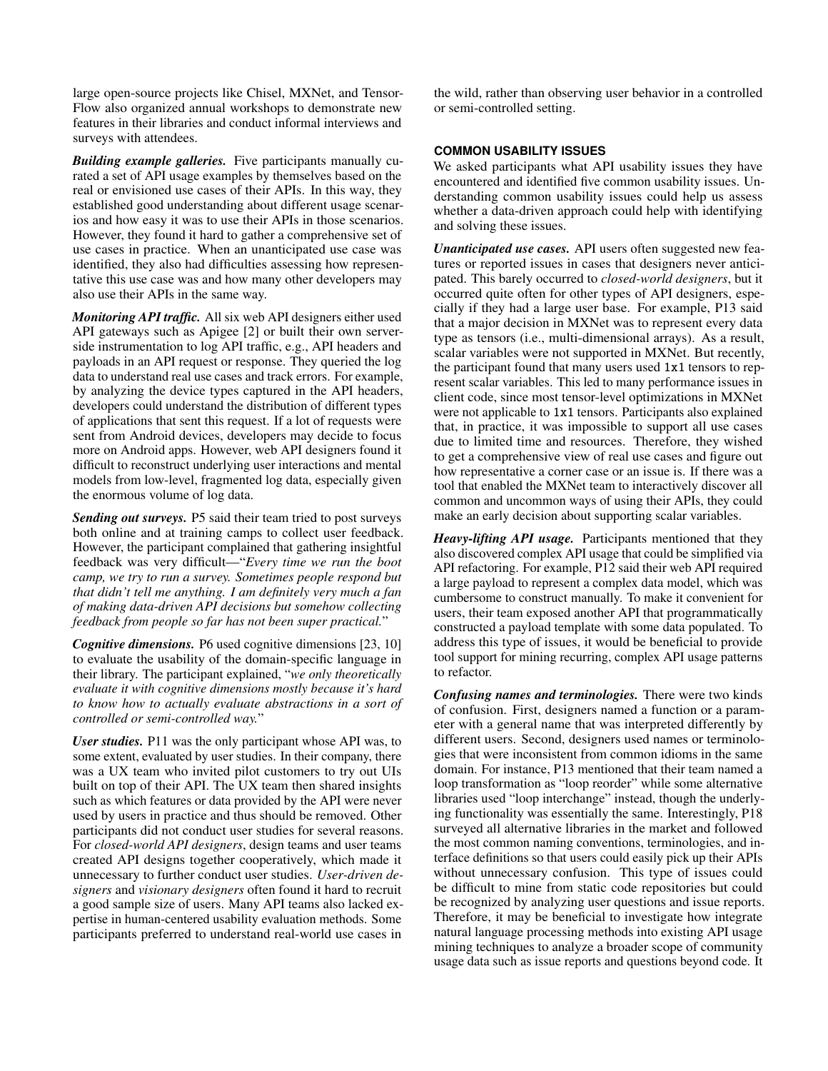large open-source projects like Chisel, MXNet, and TensorFlow also organized annual workshops to demonstrate new features in their libraries and conduct informal interviews and surveys with attendees.

***Building example galleries.*** Five participants manually curated a set of API usage examples by themselves based on the real or envisioned use cases of their APIs. In this way, they established good understanding about different usage scenarios and how easy it was to use their APIs in those scenarios. However, they found it hard to gather a comprehensive set of use cases in practice. When an unanticipated use case was identified, they also had difficulties assessing how representative this use case was and how many other developers may also use their APIs in the same way.

***Monitoring API traffic.*** All six web API designers either used API gateways such as Apigee [2] or built their own server-side instrumentation to log API traffic, e.g., API headers and payloads in an API request or response. They queried the log data to understand real use cases and track errors. For example, by analyzing the device types captured in the API headers, developers could understand the distribution of different types of applications that sent this request. If a lot of requests were sent from Android devices, developers may decide to focus more on Android apps. However, web API designers found it difficult to reconstruct underlying user interactions and mental models from low-level, fragmented log data, especially given the enormous volume of log data.

***Sending out surveys.*** P5 said their team tried to post surveys both online and at training camps to collect user feedback. However, the participant complained that gathering insightful feedback was very difficult—"*Every time we run the boot camp, we try to run a survey. Sometimes people respond but that didn't tell me anything. I am definitely very much a fan of making data-driven API decisions but somehow collecting feedback from people so far has not been super practical.*"

***Cognitive dimensions.*** P6 used cognitive dimensions [23, 10] to evaluate the usability of the domain-specific language in their library. The participant explained, "*we only theoretically evaluate it with cognitive dimensions mostly because it's hard to know how to actually evaluate abstractions in a sort of controlled or semi-controlled way.*"

***User studies.*** P11 was the only participant whose API was, to some extent, evaluated by user studies. In their company, there was a UX team who invited pilot customers to try out UIs built on top of their API. The UX team then shared insights such as which features or data provided by the API were never used by users in practice and thus should be removed. Other participants did not conduct user studies for several reasons. For *closed-world API designers*, design teams and user teams created API designs together cooperatively, which made it unnecessary to further conduct user studies. *User-driven designers* and *visionary designers* often found it hard to recruit a good sample size of users. Many API teams also lacked expertise in human-centered usability evaluation methods. Some participants preferred to understand real-world use cases in the wild, rather than observing user behavior in a controlled or semi-controlled setting.

### COMMON USABILITY ISSUES

We asked participants what API usability issues they have encountered and identified five common usability issues. Understanding common usability issues could help us assess whether a data-driven approach could help with identifying and solving these issues.

***Unanticipated use cases.*** API users often suggested new features or reported issues in cases that designers never anticipated. This barely occurred to *closed-world designers*, but it occurred quite often for other types of API designers, especially if they had a large user base. For example, P13 said that a major decision in MXNet was to represent every data type as tensors (i.e., multi-dimensional arrays). As a result, scalar variables were not supported in MXNet. But recently, the participant found that many users used `1x1` tensors to represent scalar variables. This led to many performance issues in client code, since most tensor-level optimizations in MXNet were not applicable to `1x1` tensors. Participants also explained that, in practice, it was impossible to support all use cases due to limited time and resources. Therefore, they wished to get a comprehensive view of real use cases and figure out how representative a corner case or an issue is. If there was a tool that enabled the MXNet team to interactively discover all common and uncommon ways of using their APIs, they could make an early decision about supporting scalar variables.

***Heavy-lifting API usage.*** Participants mentioned that they also discovered complex API usage that could be simplified via API refactoring. For example, P12 said their web API required a large payload to represent a complex data model, which was cumbersome to construct manually. To make it convenient for users, their team exposed another API that programmatically constructed a payload template with some data populated. To address this type of issues, it would be beneficial to provide tool support for mining recurring, complex API usage patterns to refactor.

***Confusing names and terminologies.*** There were two kinds of confusion. First, designers named a function or a parameter with a general name that was interpreted differently by different users. Second, designers used names or terminologies that were inconsistent from common idioms in the same domain. For instance, P13 mentioned that their team named a loop transformation as "loop reorder" while some alternative libraries used "loop interchange" instead, though the underlying functionality was essentially the same. Interestingly, P18 surveyed all alternative libraries in the market and followed the most common naming conventions, terminologies, and interface definitions so that users could easily pick up their APIs without unnecessary confusion. This type of issues could be difficult to mine from static code repositories but could be recognized by analyzing user questions and issue reports. Therefore, it may be beneficial to investigate how integrate natural language processing methods into existing API usage mining techniques to analyze a broader scope of community usage data such as issue reports and questions beyond code. It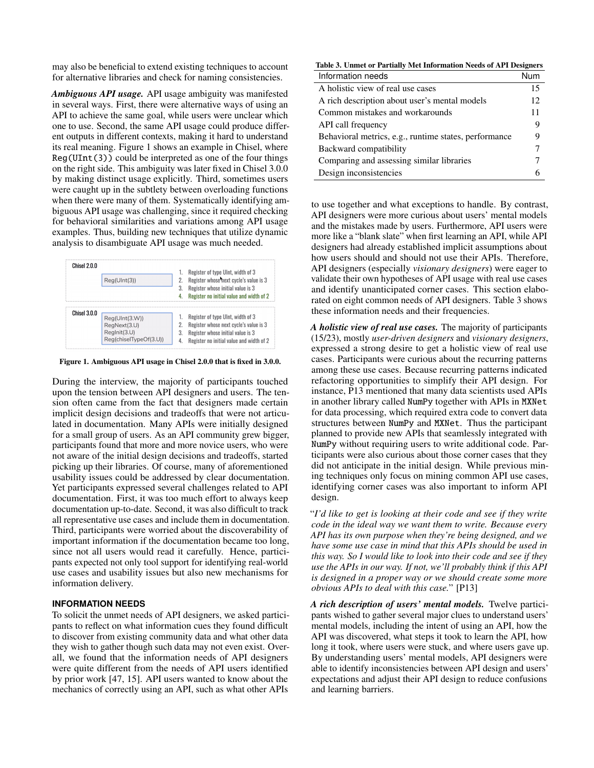may also be beneficial to extend existing techniques to account for alternative libraries and check for naming consistencies.

***Ambiguous API usage.*** API usage ambiguity was manifested in several ways. First, there were alternative ways of using an API to achieve the same goal, while users were unclear which one to use. Second, the same API usage could produce different outputs in different contexts, making it hard to understand its real meaning. Figure 1 shows an example in Chisel, where `Reg(UInt(3))` could be interpreted as one of the four things on the right side. This ambiguity was later fixed in Chisel 3.0.0 by making distinct usage explicitly. Third, sometimes users were caught up in the subtlety between overloading functions when there were many of them. Systematically identifying ambiguous API usage was challenging, since it required checking for behavioral similarities and variations among API usage examples. Thus, building new techniques that utilize dynamic analysis to disambiguate API usage was much needed.

| Chisel 2.0.0 | | |
|---|---|---|
| | Reg(UInt(3)) | 1. Register of type UInt, width of 3<br>2. Register whose next cycle's value is 3<br>3. Register whose initial value is 3<br>4. Register no initial value and width of 2 |
| **Chisel 3.0.0** | Reg(UInt(3.W))<br>RegNext(3.U)<br>RegInit(3.U)<br>Reg(chiselTypeOf(3.U)) | 1. Register of type UInt, width of 3<br>2. Register whose next cycle's value is 3<br>3. Register whose initial value is 3<br>4. Register no initial value and width of 2 |

**Figure 1. Ambiguous API usage in Chisel 2.0.0 that is fixed in 3.0.0.**

During the interview, the majority of participants touched upon the tension between API designers and users. The tension often came from the fact that designers made certain implicit design decisions and tradeoffs that were not articulated in documentation. Many APIs were initially designed for a small group of users. As an API community grew bigger, participants found that more and more novice users, who were not aware of the initial design decisions and tradeoffs, started picking up their libraries. Of course, many of aforementioned usability issues could be addressed by clear documentation. Yet participants expressed several challenges related to API documentation. First, it was too much effort to always keep documentation up-to-date. Second, it was also difficult to track all representative use cases and include them in documentation. Third, participants were worried about the discoverability of important information if the documentation became too long, since not all users would read it carefully. Hence, participants expected not only tool support for identifying real-world use cases and usability issues but also new mechanisms for information delivery.

## INFORMATION NEEDS

To solicit the unmet needs of API designers, we asked participants to reflect on what information cues they found difficult to discover from existing community data and what other data they wish to gather though such data may not exist. Overall, we found that the information needs of API designers were quite different from the needs of API users identified by prior work [47, 15]. API users wanted to know about the mechanics of correctly using an API, such as what other APIs to use together and what exceptions to handle. By contrast, API designers were more curious about users' mental models and the mistakes made by users. Furthermore, API users were more like a "blank slate" when first learning an API, while API designers had already established implicit assumptions about how users should and should not use their APIs. Therefore, API designers (especially *visionary designers*) were eager to validate their own hypotheses of API usage with real use cases and identify unanticipated corner cases. This section elaborated on eight common needs of API designers. Table 3 shows these information needs and their frequencies.

**Table 3. Unmet or Partially Met Information Needs of API Designers**

| Information needs | Num |
|---|---|
| A holistic view of real use cases | 15 |
| A rich description about user's mental models | 12 |
| Common mistakes and workarounds | 11 |
| API call frequency | 9 |
| Behavioral metrics, e.g., runtime states, performance | 9 |
| Backward compatibility | 7 |
| Comparing and assessing similar libraries | 7 |
| Design inconsistencies | 6 |

***A holistic view of real use cases.*** The majority of participants (15/23), mostly *user-driven designers* and *visionary designers*, expressed a strong desire to get a holistic view of real use cases. Participants were curious about the recurring patterns among these use cases. Because recurring patterns indicated refactoring opportunities to simplify their API design. For instance, P13 mentioned that many data scientists used APIs in another library called `NumPy` together with APIs in `MXNet` for data processing, which required extra code to convert data structures between `NumPy` and `MXNet`. Thus the participant planned to provide new APIs that seamlessly integrated with `NumPy` without requiring users to write additional code. Participants were also curious about those corner cases that they did not anticipate in the initial design. While previous mining techniques only focus on mining common API use cases, identifying corner cases was also important to inform API design.

"*I'd like to get is looking at their code and see if they write code in the ideal way we want them to write. Because every API has its own purpose when they're being designed, and we have some use case in mind that this APIs should be used in this way. So I would like to look into their code and see if they use the APIs in our way. If not, we'll probably think if this API is designed in a proper way or we should create some more obvious APIs to deal with this case.*" [P13]

***A rich description of users' mental models.*** Twelve participants wished to gather several major clues to understand users' mental models, including the intent of using an API, how the API was discovered, what steps it took to learn the API, how long it took, where users were stuck, and where users gave up. By understanding users' mental models, API designers were able to identify inconsistencies between API design and users' expectations and adjust their API design to reduce confusions and learning barriers.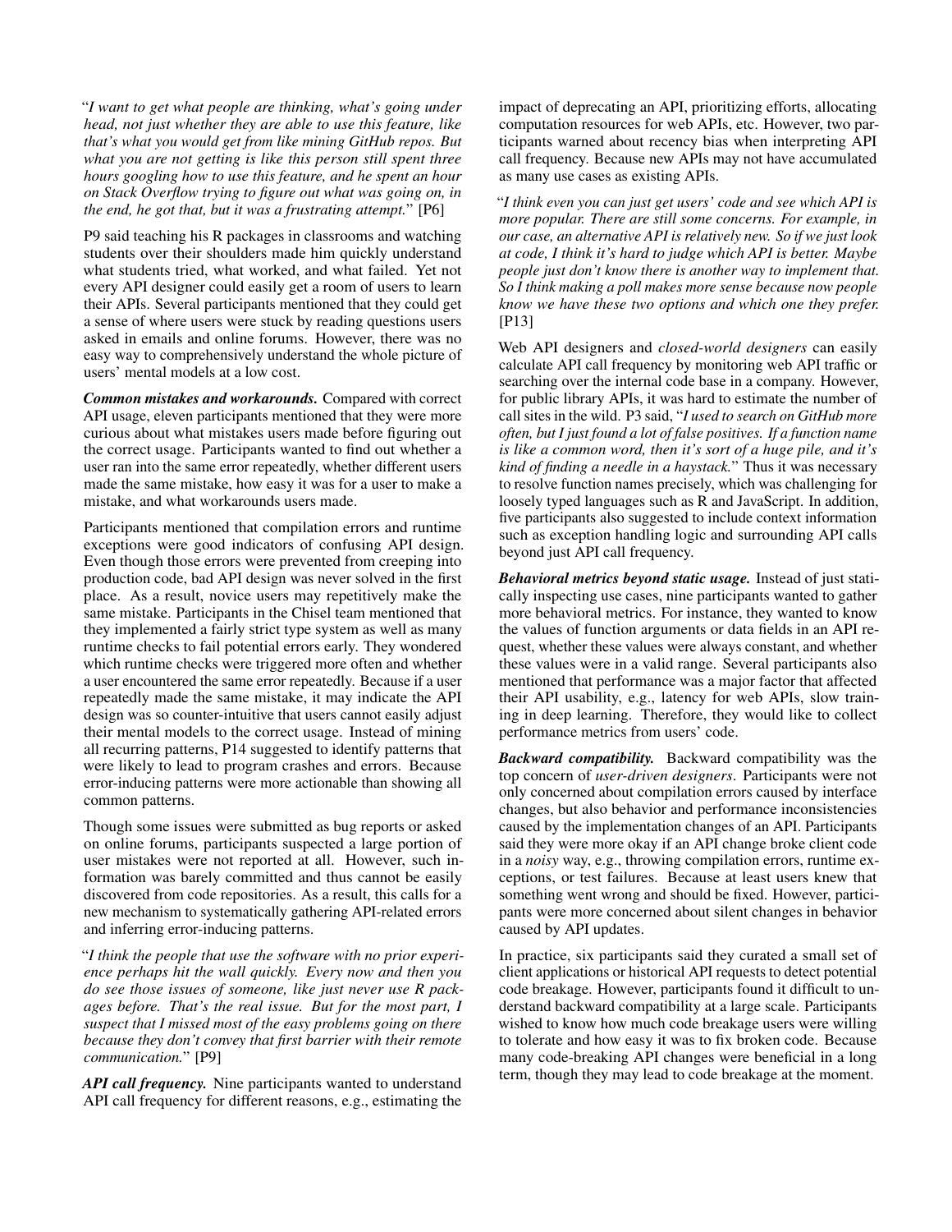"*I want to get what people are thinking, what's going under head, not just whether they are able to use this feature, like that's what you would get from like mining GitHub repos. But what you are not getting is like this person still spent three hours googling how to use this feature, and he spent an hour on Stack Overflow trying to figure out what was going on, in the end, he got that, but it was a frustrating attempt.*" [P6]

P9 said teaching his R packages in classrooms and watching students over their shoulders made him quickly understand what students tried, what worked, and what failed. Yet not every API designer could easily get a room of users to learn their APIs. Several participants mentioned that they could get a sense of where users were stuck by reading questions users asked in emails and online forums. However, there was no easy way to comprehensively understand the whole picture of users' mental models at a low cost.

***Common mistakes and workarounds.*** Compared with correct API usage, eleven participants mentioned that they were more curious about what mistakes users made before figuring out the correct usage. Participants wanted to find out whether a user ran into the same error repeatedly, whether different users made the same mistake, how easy it was for a user to make a mistake, and what workarounds users made.

Participants mentioned that compilation errors and runtime exceptions were good indicators of confusing API design. Even though those errors were prevented from creeping into production code, bad API design was never solved in the first place. As a result, novice users may repetitively make the same mistake. Participants in the Chisel team mentioned that they implemented a fairly strict type system as well as many runtime checks to fail potential errors early. They wondered which runtime checks were triggered more often and whether a user encountered the same error repeatedly. Because if a user repeatedly made the same mistake, it may indicate the API design was so counter-intuitive that users cannot easily adjust their mental models to the correct usage. Instead of mining all recurring patterns, P14 suggested to identify patterns that were likely to lead to program crashes and errors. Because error-inducing patterns were more actionable than showing all common patterns.

Though some issues were submitted as bug reports or asked on online forums, participants suspected a large portion of user mistakes were not reported at all. However, such information was barely committed and thus cannot be easily discovered from code repositories. As a result, this calls for a new mechanism to systematically gathering API-related errors and inferring error-inducing patterns.

"*I think the people that use the software with no prior experience perhaps hit the wall quickly. Every now and then you do see those issues of someone, like just never use R packages before. That's the real issue. But for the most part, I suspect that I missed most of the easy problems going on there because they don't convey that first barrier with their remote communication.*" [P9]

***API call frequency.*** Nine participants wanted to understand API call frequency for different reasons, e.g., estimating the impact of deprecating an API, prioritizing efforts, allocating computation resources for web APIs, etc. However, two participants warned about recency bias when interpreting API call frequency. Because new APIs may not have accumulated as many use cases as existing APIs.

"*I think even you can just get users' code and see which API is more popular. There are still some concerns. For example, in our case, an alternative API is relatively new. So if we just look at code, I think it's hard to judge which API is better. Maybe people just don't know there is another way to implement that. So I think making a poll makes more sense because now people know we have these two options and which one they prefer.*" [P13]

Web API designers and *closed-world designers* can easily calculate API call frequency by monitoring web API traffic or searching over the internal code base in a company. However, for public library APIs, it was hard to estimate the number of call sites in the wild. P3 said, "*I used to search on GitHub more often, but I just found a lot of false positives. If a function name is like a common word, then it's sort of a huge pile, and it's kind of finding a needle in a haystack.*" Thus it was necessary to resolve function names precisely, which was challenging for loosely typed languages such as R and JavaScript. In addition, five participants also suggested to include context information such as exception handling logic and surrounding API calls beyond just API call frequency.

***Behavioral metrics beyond static usage.*** Instead of just statically inspecting use cases, nine participants wanted to gather more behavioral metrics. For instance, they wanted to know the values of function arguments or data fields in an API request, whether these values were always constant, and whether these values were in a valid range. Several participants also mentioned that performance was a major factor that affected their API usability, e.g., latency for web APIs, slow training in deep learning. Therefore, they would like to collect performance metrics from users' code.

***Backward compatibility.*** Backward compatibility was the top concern of *user-driven designers*. Participants were not only concerned about compilation errors caused by interface changes, but also behavior and performance inconsistencies caused by the implementation changes of an API. Participants said they were more okay if an API change broke client code in a *noisy* way, e.g., throwing compilation errors, runtime exceptions, or test failures. Because at least users knew that something went wrong and should be fixed. However, participants were more concerned about silent changes in behavior caused by API updates.

In practice, six participants said they curated a small set of client applications or historical API requests to detect potential code breakage. However, participants found it difficult to understand backward compatibility at a large scale. Participants wished to know how much code breakage users were willing to tolerate and how easy it was to fix broken code. Because many code-breaking API changes were beneficial in a long term, though they may lead to code breakage at the moment.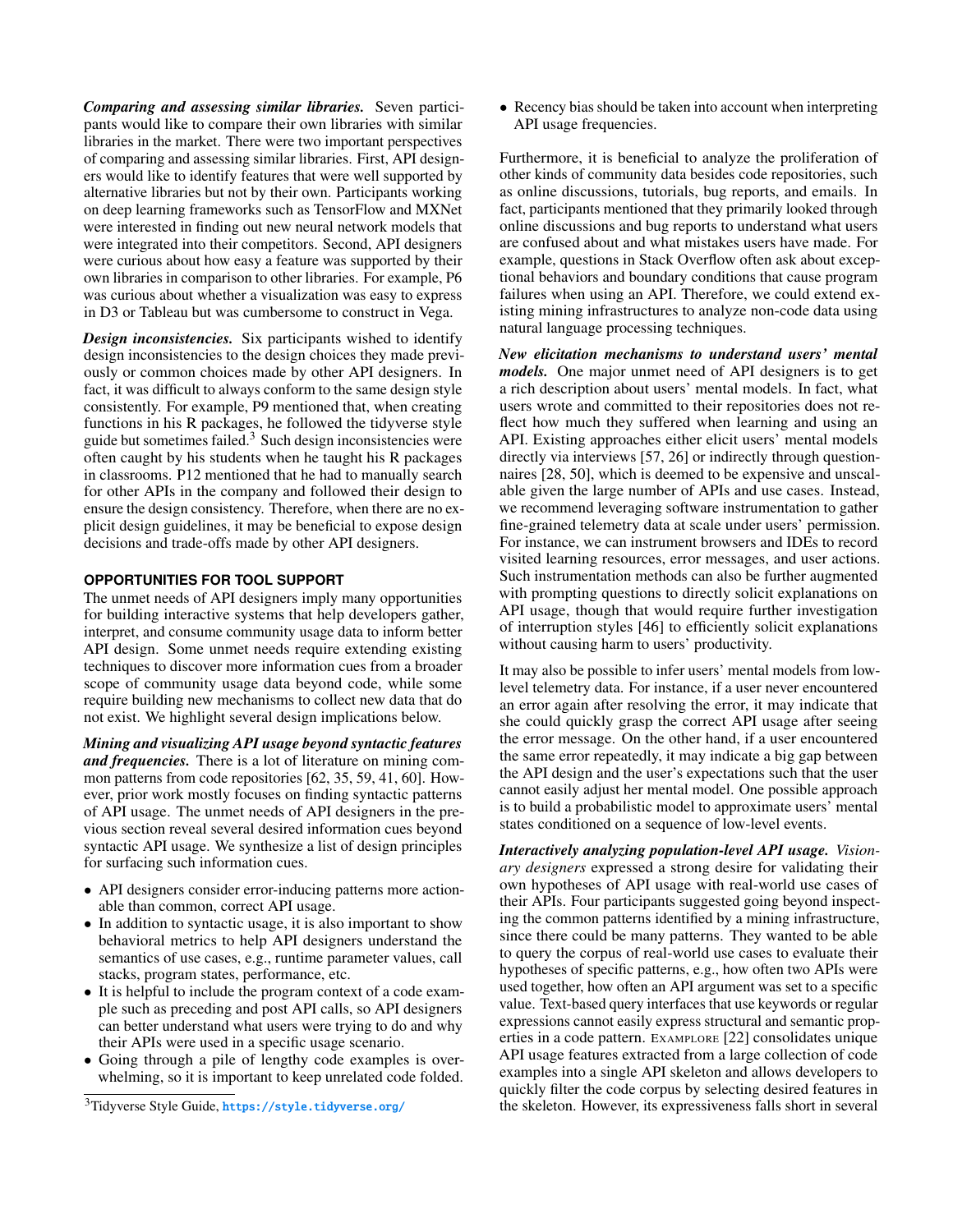***Comparing and assessing similar libraries.*** Seven participants would like to compare their own libraries with similar libraries in the market. There were two important perspectives of comparing and assessing similar libraries. First, API designers would like to identify features that were well supported by alternative libraries but not by their own. Participants working on deep learning frameworks such as TensorFlow and MXNet were interested in finding out new neural network models that were integrated into their competitors. Second, API designers were curious about how easy a feature was supported by their own libraries in comparison to other libraries. For example, P6 was curious about whether a visualization was easy to express in D3 or Tableau but was cumbersome to construct in Vega.

***Design inconsistencies.*** Six participants wished to identify design inconsistencies to the design choices they made previously or common choices made by other API designers. In fact, it was difficult to always conform to the same design style consistently. For example, P9 mentioned that, when creating functions in his R packages, he followed the tidyverse style guide but sometimes failed.[3] Such design inconsistencies were often caught by his students when he taught his R packages in classrooms. P12 mentioned that he had to manually search for other APIs in the company and followed their design to ensure the design consistency. Therefore, when there are no explicit design guidelines, it may be beneficial to expose design decisions and trade-offs made by other API designers.

## OPPORTUNITIES FOR TOOL SUPPORT

The unmet needs of API designers imply many opportunities for building interactive systems that help developers gather, interpret, and consume community usage data to inform better API design. Some unmet needs require extending existing techniques to discover more information cues from a broader scope of community usage data beyond code, while some require building new mechanisms to collect new data that do not exist. We highlight several design implications below.

***Mining and visualizing API usage beyond syntactic features and frequencies.*** There is a lot of literature on mining common patterns from code repositories [62, 35, 59, 41, 60]. However, prior work mostly focuses on finding syntactic patterns of API usage. The unmet needs of API designers in the previous section reveal several desired information cues beyond syntactic API usage. We synthesize a list of design principles for surfacing such information cues.

- API designers consider error-inducing patterns more actionable than common, correct API usage.
- In addition to syntactic usage, it is also important to show behavioral metrics to help API designers understand the semantics of use cases, e.g., runtime parameter values, call stacks, program states, performance, etc.
- It is helpful to include the program context of a code example such as preceding and post API calls, so API designers can better understand what users were trying to do and why their APIs were used in a specific usage scenario.
- Going through a pile of lengthy code examples is overwhelming, so it is important to keep unrelated code folded.
- Recency bias should be taken into account when interpreting API usage frequencies.

Furthermore, it is beneficial to analyze the proliferation of other kinds of community data besides code repositories, such as online discussions, tutorials, bug reports, and emails. In fact, participants mentioned that they primarily looked through online discussions and bug reports to understand what users are confused about and what mistakes users have made. For example, questions in Stack Overflow often ask about exceptional behaviors and boundary conditions that cause program failures when using an API. Therefore, we could extend existing mining infrastructures to analyze non-code data using natural language processing techniques.

***New elicitation mechanisms to understand users' mental models.*** One major unmet need of API designers is to get a rich description about users' mental models. In fact, what users wrote and committed to their repositories does not reflect how much they suffered when learning and using an API. Existing approaches either elicit users' mental models directly via interviews [57, 26] or indirectly through questionnaires [28, 50], which is deemed to be expensive and unscalable given the large number of APIs and use cases. Instead, we recommend leveraging software instrumentation to gather fine-grained telemetry data at scale under users' permission. For instance, we can instrument browsers and IDEs to record visited learning resources, error messages, and user actions. Such instrumentation methods can also be further augmented with prompting questions to directly solicit explanations on API usage, though that would require further investigation of interruption styles [46] to efficiently solicit explanations without causing harm to users' productivity.

It may also be possible to infer users' mental models from low-level telemetry data. For instance, if a user never encountered an error again after resolving the error, it may indicate that she could quickly grasp the correct API usage after seeing the error message. On the other hand, if a user encountered the same error repeatedly, it may indicate a big gap between the API design and the user's expectations such that the user cannot easily adjust her mental model. One possible approach is to build a probabilistic model to approximate users' mental states conditioned on a sequence of low-level events.

***Interactively analyzing population-level API usage.*** *Visionary designers* expressed a strong desire for validating their own hypotheses of API usage with real-world use cases of their APIs. Four participants suggested going beyond inspecting the common patterns identified by a mining infrastructure, since there could be many patterns. They wanted to be able to query the corpus of real-world use cases to evaluate their hypotheses of specific patterns, e.g., how often two APIs were used together, how often an API argument was set to a specific value. Text-based query interfaces that use keywords or regular expressions cannot easily express structural and semantic properties in a code pattern. EXAMPLORE [22] consolidates unique API usage features extracted from a large collection of code examples into a single API skeleton and allows developers to quickly filter the code corpus by selecting desired features in the skeleton. However, its expressiveness falls short in several

[3] Tidyverse Style Guide, https://style.tidyverse.org/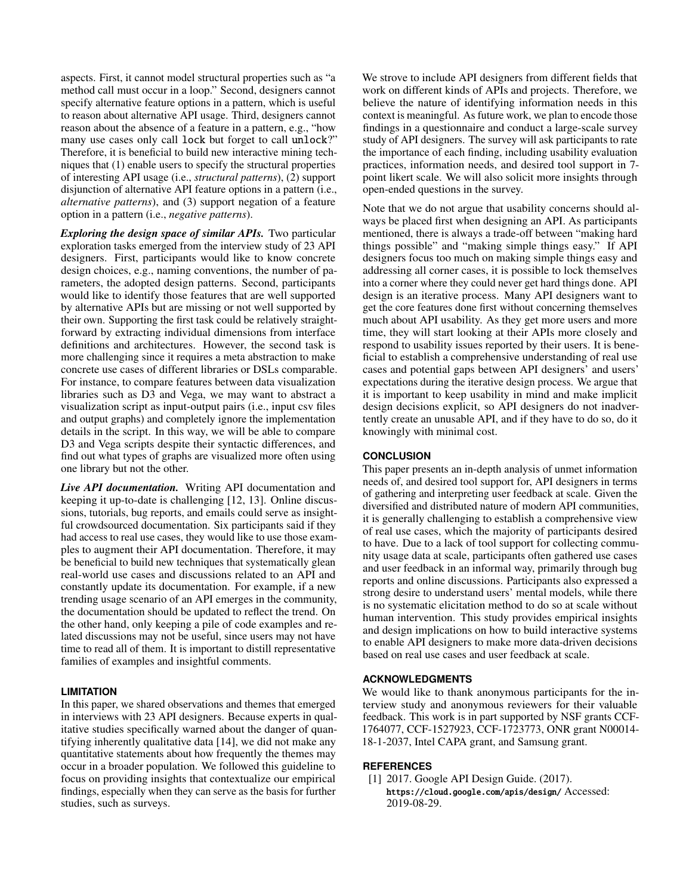aspects. First, it cannot model structural properties such as "a method call must occur in a loop." Second, designers cannot specify alternative feature options in a pattern, which is useful to reason about alternative API usage. Third, designers cannot reason about the absence of a feature in a pattern, e.g., "how many use cases only call `lock` but forget to call `unlock`?" Therefore, it is beneficial to build new interactive mining techniques that (1) enable users to specify the structural properties of interesting API usage (i.e., *structural patterns*), (2) support disjunction of alternative API feature options in a pattern (i.e., *alternative patterns*), and (3) support negation of a feature option in a pattern (i.e., *negative patterns*).

***Exploring the design space of similar APIs.*** Two particular exploration tasks emerged from the interview study of 23 API designers. First, participants would like to know concrete design choices, e.g., naming conventions, the number of parameters, the adopted design patterns. Second, participants would like to identify those features that are well supported by alternative APIs but are missing or not well supported by their own. Supporting the first task could be relatively straightforward by extracting individual dimensions from interface definitions and architectures. However, the second task is more challenging since it requires a meta abstraction to make concrete use cases of different libraries or DSLs comparable. For instance, to compare features between data visualization libraries such as D3 and Vega, we may want to abstract a visualization script as input-output pairs (i.e., input csv files and output graphs) and completely ignore the implementation details in the script. In this way, we will be able to compare D3 and Vega scripts despite their syntactic differences, and find out what types of graphs are visualized more often using one library but not the other.

***Live API documentation.*** Writing API documentation and keeping it up-to-date is challenging [12, 13]. Online discussions, tutorials, bug reports, and emails could serve as insightful crowdsourced documentation. Six participants said if they had access to real use cases, they would like to use those examples to augment their API documentation. Therefore, it may be beneficial to build new techniques that systematically glean real-world use cases and discussions related to an API and constantly update its documentation. For example, if a new trending usage scenario of an API emerges in the community, the documentation should be updated to reflect the trend. On the other hand, only keeping a pile of code examples and related discussions may not be useful, since users may not have time to read all of them. It is important to distill representative families of examples and insightful comments.

## LIMITATION

In this paper, we shared observations and themes that emerged in interviews with 23 API designers. Because experts in qualitative studies specifically warned about the danger of quantifying inherently qualitative data [14], we did not make any quantitative statements about how frequently the themes may occur in a broader population. We followed this guideline to focus on providing insights that contextualize our empirical findings, especially when they can serve as the basis for further studies, such as surveys.

We strove to include API designers from different fields that work on different kinds of APIs and projects. Therefore, we believe the nature of identifying information needs in this context is meaningful. As future work, we plan to encode those findings in a questionnaire and conduct a large-scale survey study of API designers. The survey will ask participants to rate the importance of each finding, including usability evaluation practices, information needs, and desired tool support in 7-point likert scale. We will also solicit more insights through open-ended questions in the survey.

Note that we do not argue that usability concerns should always be placed first when designing an API. As participants mentioned, there is always a trade-off between "making hard things possible" and "making simple things easy." If API designers focus too much on making simple things easy and addressing all corner cases, it is possible to lock themselves into a corner where they could never get hard things done. API design is an iterative process. Many API designers want to get the core features done first without concerning themselves much about API usability. As they get more users and more time, they will start looking at their APIs more closely and respond to usability issues reported by their users. It is beneficial to establish a comprehensive understanding of real use cases and potential gaps between API designers' and users' expectations during the iterative design process. We argue that it is important to keep usability in mind and make implicit design decisions explicit, so API designers do not inadvertently create an unusable API, and if they have to do so, do it knowingly with minimal cost.

## CONCLUSION

This paper presents an in-depth analysis of unmet information needs of, and desired tool support for, API designers in terms of gathering and interpreting user feedback at scale. Given the diversified and distributed nature of modern API communities, it is generally challenging to establish a comprehensive view of real use cases, which the majority of participants desired to have. Due to a lack of tool support for collecting community usage data at scale, participants often gathered use cases and user feedback in an informal way, primarily through bug reports and online discussions. Participants also expressed a strong desire to understand users' mental models, while there is no systematic elicitation method to do so at scale without human intervention. This study provides empirical insights and design implications on how to build interactive systems to enable API designers to make more data-driven decisions based on real use cases and user feedback at scale.

## ACKNOWLEDGMENTS

We would like to thank anonymous participants for the interview study and anonymous reviewers for their valuable feedback. This work is in part supported by NSF grants CCF-1764077, CCF-1527923, CCF-1723773, ONR grant N00014-18-1-2037, Intel CAPA grant, and Samsung grant.

## REFERENCES

[1] 2017. Google API Design Guide. (2017). https://cloud.google.com/apis/design/ Accessed: 2019-08-29.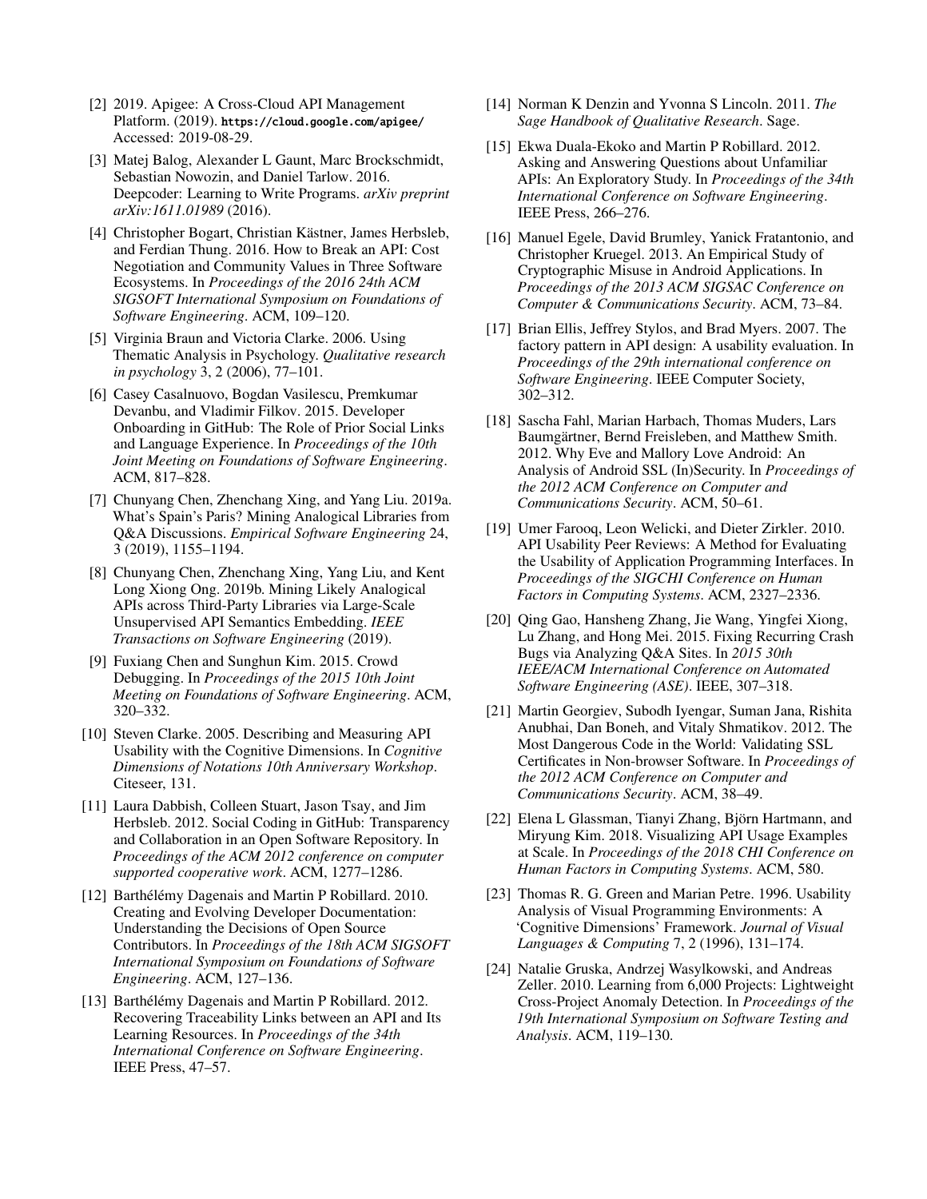[2] 2019. Apigee: A Cross-Cloud API Management Platform. (2019). `https://cloud.google.com/apigee/` Accessed: 2019-08-29.

[3] Matej Balog, Alexander L Gaunt, Marc Brockschmidt, Sebastian Nowozin, and Daniel Tarlow. 2016. Deepcoder: Learning to Write Programs. *arXiv preprint arXiv:1611.01989* (2016).

[4] Christopher Bogart, Christian Kästner, James Herbsleb, and Ferdian Thung. 2016. How to Break an API: Cost Negotiation and Community Values in Three Software Ecosystems. In *Proceedings of the 2016 24th ACM SIGSOFT International Symposium on Foundations of Software Engineering*. ACM, 109–120.

[5] Virginia Braun and Victoria Clarke. 2006. Using Thematic Analysis in Psychology. *Qualitative research in psychology* 3, 2 (2006), 77–101.

[6] Casey Casalnuovo, Bogdan Vasilescu, Premkumar Devanbu, and Vladimir Filkov. 2015. Developer Onboarding in GitHub: The Role of Prior Social Links and Language Experience. In *Proceedings of the 10th Joint Meeting on Foundations of Software Engineering*. ACM, 817–828.

[7] Chunyang Chen, Zhenchang Xing, and Yang Liu. 2019a. What's Spain's Paris? Mining Analogical Libraries from Q&A Discussions. *Empirical Software Engineering* 24, 3 (2019), 1155–1194.

[8] Chunyang Chen, Zhenchang Xing, Yang Liu, and Kent Long Xiong Ong. 2019b. Mining Likely Analogical APIs across Third-Party Libraries via Large-Scale Unsupervised API Semantics Embedding. *IEEE Transactions on Software Engineering* (2019).

[9] Fuxiang Chen and Sunghun Kim. 2015. Crowd Debugging. In *Proceedings of the 2015 10th Joint Meeting on Foundations of Software Engineering*. ACM, 320–332.

[10] Steven Clarke. 2005. Describing and Measuring API Usability with the Cognitive Dimensions. In *Cognitive Dimensions of Notations 10th Anniversary Workshop*. Citeseer, 131.

[11] Laura Dabbish, Colleen Stuart, Jason Tsay, and Jim Herbsleb. 2012. Social Coding in GitHub: Transparency and Collaboration in an Open Software Repository. In *Proceedings of the ACM 2012 conference on computer supported cooperative work*. ACM, 1277–1286.

[12] Barthélémy Dagenais and Martin P Robillard. 2010. Creating and Evolving Developer Documentation: Understanding the Decisions of Open Source Contributors. In *Proceedings of the 18th ACM SIGSOFT International Symposium on Foundations of Software Engineering*. ACM, 127–136.

[13] Barthélémy Dagenais and Martin P Robillard. 2012. Recovering Traceability Links between an API and Its Learning Resources. In *Proceedings of the 34th International Conference on Software Engineering*. IEEE Press, 47–57.

[14] Norman K Denzin and Yvonna S Lincoln. 2011. *The Sage Handbook of Qualitative Research*. Sage.

[15] Ekwa Duala-Ekoko and Martin P Robillard. 2012. Asking and Answering Questions about Unfamiliar APIs: An Exploratory Study. In *Proceedings of the 34th International Conference on Software Engineering*. IEEE Press, 266–276.

[16] Manuel Egele, David Brumley, Yanick Fratantonio, and Christopher Kruegel. 2013. An Empirical Study of Cryptographic Misuse in Android Applications. In *Proceedings of the 2013 ACM SIGSAC Conference on Computer & Communications Security*. ACM, 73–84.

[17] Brian Ellis, Jeffrey Stylos, and Brad Myers. 2007. The factory pattern in API design: A usability evaluation. In *Proceedings of the 29th international conference on Software Engineering*. IEEE Computer Society, 302–312.

[18] Sascha Fahl, Marian Harbach, Thomas Muders, Lars Baumgärtner, Bernd Freisleben, and Matthew Smith. 2012. Why Eve and Mallory Love Android: An Analysis of Android SSL (In)Security. In *Proceedings of the 2012 ACM Conference on Computer and Communications Security*. ACM, 50–61.

[19] Umer Farooq, Leon Welicki, and Dieter Zirkler. 2010. API Usability Peer Reviews: A Method for Evaluating the Usability of Application Programming Interfaces. In *Proceedings of the SIGCHI Conference on Human Factors in Computing Systems*. ACM, 2327–2336.

[20] Qing Gao, Hansheng Zhang, Jie Wang, Yingfei Xiong, Lu Zhang, and Hong Mei. 2015. Fixing Recurring Crash Bugs via Analyzing Q&A Sites. In *2015 30th IEEE/ACM International Conference on Automated Software Engineering (ASE)*. IEEE, 307–318.

[21] Martin Georgiev, Subodh Iyengar, Suman Jana, Rishita Anubhai, Dan Boneh, and Vitaly Shmatikov. 2012. The Most Dangerous Code in the World: Validating SSL Certificates in Non-browser Software. In *Proceedings of the 2012 ACM Conference on Computer and Communications Security*. ACM, 38–49.

[22] Elena L Glassman, Tianyi Zhang, Björn Hartmann, and Miryung Kim. 2018. Visualizing API Usage Examples at Scale. In *Proceedings of the 2018 CHI Conference on Human Factors in Computing Systems*. ACM, 580.

[23] Thomas R. G. Green and Marian Petre. 1996. Usability Analysis of Visual Programming Environments: A 'Cognitive Dimensions' Framework. *Journal of Visual Languages & Computing* 7, 2 (1996), 131–174.

[24] Natalie Gruska, Andrzej Wasylkowski, and Andreas Zeller. 2010. Learning from 6,000 Projects: Lightweight Cross-Project Anomaly Detection. In *Proceedings of the 19th International Symposium on Software Testing and Analysis*. ACM, 119–130.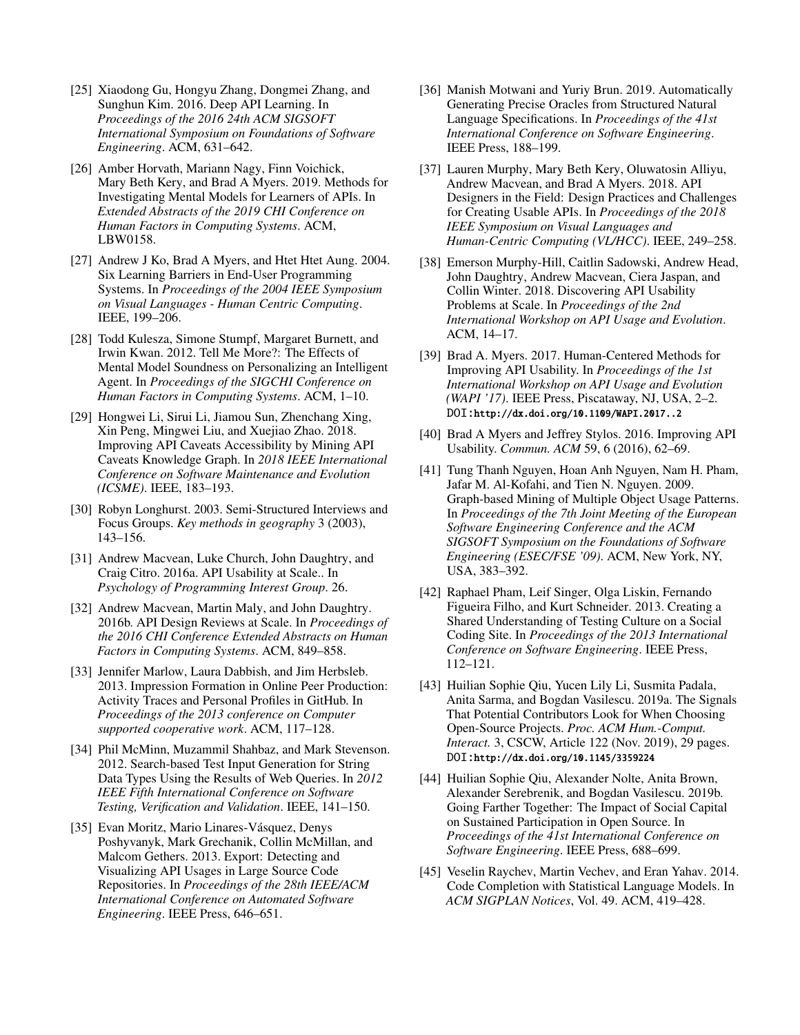[25] Xiaodong Gu, Hongyu Zhang, Dongmei Zhang, and Sunghun Kim. 2016. Deep API Learning. In *Proceedings of the 2016 24th ACM SIGSOFT International Symposium on Foundations of Software Engineering*. ACM, 631–642.

[26] Amber Horvath, Mariann Nagy, Finn Voichick, Mary Beth Kery, and Brad A Myers. 2019. Methods for Investigating Mental Models for Learners of APIs. In *Extended Abstracts of the 2019 CHI Conference on Human Factors in Computing Systems*. ACM, LBW0158.

[27] Andrew J Ko, Brad A Myers, and Htet Htet Aung. 2004. Six Learning Barriers in End-User Programming Systems. In *Proceedings of the 2004 IEEE Symposium on Visual Languages - Human Centric Computing*. IEEE, 199–206.

[28] Todd Kulesza, Simone Stumpf, Margaret Burnett, and Irwin Kwan. 2012. Tell Me More?: The Effects of Mental Model Soundness on Personalizing an Intelligent Agent. In *Proceedings of the SIGCHI Conference on Human Factors in Computing Systems*. ACM, 1–10.

[29] Hongwei Li, Sirui Li, Jiamou Sun, Zhenchang Xing, Xin Peng, Mingwei Liu, and Xuejiao Zhao. 2018. Improving API Caveats Accessibility by Mining API Caveats Knowledge Graph. In *2018 IEEE International Conference on Software Maintenance and Evolution (ICSME)*. IEEE, 183–193.

[30] Robyn Longhurst. 2003. Semi-Structured Interviews and Focus Groups. *Key methods in geography* 3 (2003), 143–156.

[31] Andrew Macvean, Luke Church, John Daughtry, and Craig Citro. 2016a. API Usability at Scale.. In *Psychology of Programming Interest Group*. 26.

[32] Andrew Macvean, Martin Maly, and John Daughtry. 2016b. API Design Reviews at Scale. In *Proceedings of the 2016 CHI Conference Extended Abstracts on Human Factors in Computing Systems*. ACM, 849–858.

[33] Jennifer Marlow, Laura Dabbish, and Jim Herbsleb. 2013. Impression Formation in Online Peer Production: Activity Traces and Personal Profiles in GitHub. In *Proceedings of the 2013 conference on Computer supported cooperative work*. ACM, 117–128.

[34] Phil McMinn, Muzammil Shahbaz, and Mark Stevenson. 2012. Search-based Test Input Generation for String Data Types Using the Results of Web Queries. In *2012 IEEE Fifth International Conference on Software Testing, Verification and Validation*. IEEE, 141–150.

[35] Evan Moritz, Mario Linares-Vásquez, Denys Poshyvanyk, Mark Grechanik, Collin McMillan, and Malcom Gethers. 2013. Export: Detecting and Visualizing API Usages in Large Source Code Repositories. In *Proceedings of the 28th IEEE/ACM International Conference on Automated Software Engineering*. IEEE Press, 646–651.

[36] Manish Motwani and Yuriy Brun. 2019. Automatically Generating Precise Oracles from Structured Natural Language Specifications. In *Proceedings of the 41st International Conference on Software Engineering*. IEEE Press, 188–199.

[37] Lauren Murphy, Mary Beth Kery, Oluwatosin Alliyu, Andrew Macvean, and Brad A Myers. 2018. API Designers in the Field: Design Practices and Challenges for Creating Usable APIs. In *Proceedings of the 2018 IEEE Symposium on Visual Languages and Human-Centric Computing (VL/HCC)*. IEEE, 249–258.

[38] Emerson Murphy-Hill, Caitlin Sadowski, Andrew Head, John Daughtry, Andrew Macvean, Ciera Jaspan, and Collin Winter. 2018. Discovering API Usability Problems at Scale. In *Proceedings of the 2nd International Workshop on API Usage and Evolution*. ACM, 14–17.

[39] Brad A. Myers. 2017. Human-Centered Methods for Improving API Usability. In *Proceedings of the 1st International Workshop on API Usage and Evolution (WAPI '17)*. IEEE Press, Piscataway, NJ, USA, 2–2. DOI:`http://dx.doi.org/10.1109/WAPI.2017..2`

[40] Brad A Myers and Jeffrey Stylos. 2016. Improving API Usability. *Commun. ACM* 59, 6 (2016), 62–69.

[41] Tung Thanh Nguyen, Hoan Anh Nguyen, Nam H. Pham, Jafar M. Al-Kofahi, and Tien N. Nguyen. 2009. Graph-based Mining of Multiple Object Usage Patterns. In *Proceedings of the 7th Joint Meeting of the European Software Engineering Conference and the ACM SIGSOFT Symposium on the Foundations of Software Engineering (ESEC/FSE '09)*. ACM, New York, NY, USA, 383–392.

[42] Raphael Pham, Leif Singer, Olga Liskin, Fernando Figueira Filho, and Kurt Schneider. 2013. Creating a Shared Understanding of Testing Culture on a Social Coding Site. In *Proceedings of the 2013 International Conference on Software Engineering*. IEEE Press, 112–121.

[43] Huilian Sophie Qiu, Yucen Lily Li, Susmita Padala, Anita Sarma, and Bogdan Vasilescu. 2019a. The Signals That Potential Contributors Look for When Choosing Open-Source Projects. *Proc. ACM Hum.-Comput. Interact.* 3, CSCW, Article 122 (Nov. 2019), 29 pages. DOI:`http://dx.doi.org/10.1145/3359224`

[44] Huilian Sophie Qiu, Alexander Nolte, Anita Brown, Alexander Serebrenik, and Bogdan Vasilescu. 2019b. Going Farther Together: The Impact of Social Capital on Sustained Participation in Open Source. In *Proceedings of the 41st International Conference on Software Engineering*. IEEE Press, 688–699.

[45] Veselin Raychev, Martin Vechev, and Eran Yahav. 2014. Code Completion with Statistical Language Models. In *ACM SIGPLAN Notices*, Vol. 49. ACM, 419–428.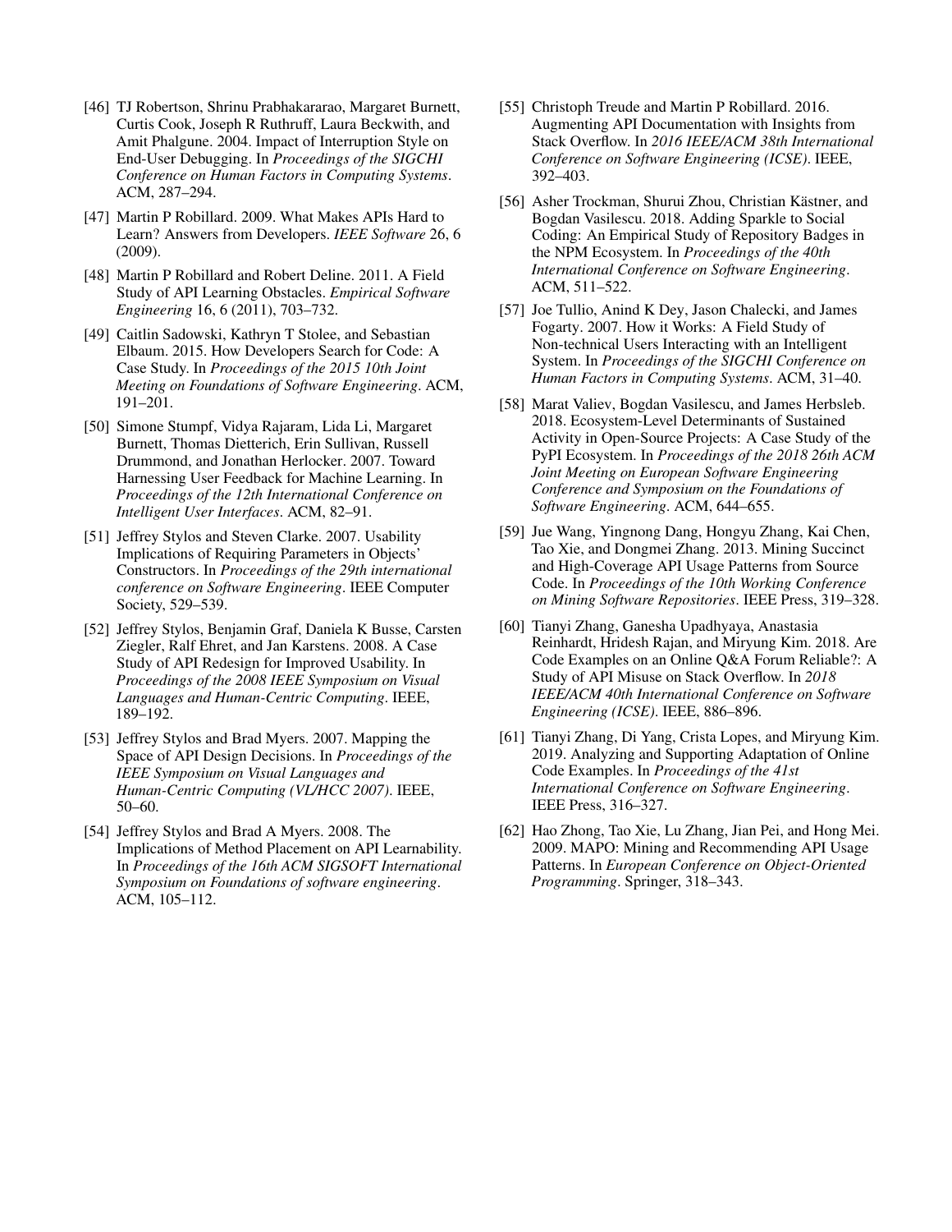[46] TJ Robertson, Shrinu Prabhakararao, Margaret Burnett, Curtis Cook, Joseph R Ruthruff, Laura Beckwith, and Amit Phalgune. 2004. Impact of Interruption Style on End-User Debugging. In *Proceedings of the SIGCHI Conference on Human Factors in Computing Systems*. ACM, 287–294.

[47] Martin P Robillard. 2009. What Makes APIs Hard to Learn? Answers from Developers. *IEEE Software* 26, 6 (2009).

[48] Martin P Robillard and Robert Deline. 2011. A Field Study of API Learning Obstacles. *Empirical Software Engineering* 16, 6 (2011), 703–732.

[49] Caitlin Sadowski, Kathryn T Stolee, and Sebastian Elbaum. 2015. How Developers Search for Code: A Case Study. In *Proceedings of the 2015 10th Joint Meeting on Foundations of Software Engineering*. ACM, 191–201.

[50] Simone Stumpf, Vidya Rajaram, Lida Li, Margaret Burnett, Thomas Dietterich, Erin Sullivan, Russell Drummond, and Jonathan Herlocker. 2007. Toward Harnessing User Feedback for Machine Learning. In *Proceedings of the 12th International Conference on Intelligent User Interfaces*. ACM, 82–91.

[51] Jeffrey Stylos and Steven Clarke. 2007. Usability Implications of Requiring Parameters in Objects' Constructors. In *Proceedings of the 29th international conference on Software Engineering*. IEEE Computer Society, 529–539.

[52] Jeffrey Stylos, Benjamin Graf, Daniela K Busse, Carsten Ziegler, Ralf Ehret, and Jan Karstens. 2008. A Case Study of API Redesign for Improved Usability. In *Proceedings of the 2008 IEEE Symposium on Visual Languages and Human-Centric Computing*. IEEE, 189–192.

[53] Jeffrey Stylos and Brad Myers. 2007. Mapping the Space of API Design Decisions. In *Proceedings of the IEEE Symposium on Visual Languages and Human-Centric Computing (VL/HCC 2007)*. IEEE, 50–60.

[54] Jeffrey Stylos and Brad A Myers. 2008. The Implications of Method Placement on API Learnability. In *Proceedings of the 16th ACM SIGSOFT International Symposium on Foundations of software engineering*. ACM, 105–112.

[55] Christoph Treude and Martin P Robillard. 2016. Augmenting API Documentation with Insights from Stack Overflow. In *2016 IEEE/ACM 38th International Conference on Software Engineering (ICSE)*. IEEE, 392–403.

[56] Asher Trockman, Shurui Zhou, Christian Kästner, and Bogdan Vasilescu. 2018. Adding Sparkle to Social Coding: An Empirical Study of Repository Badges in the NPM Ecosystem. In *Proceedings of the 40th International Conference on Software Engineering*. ACM, 511–522.

[57] Joe Tullio, Anind K Dey, Jason Chalecki, and James Fogarty. 2007. How it Works: A Field Study of Non-technical Users Interacting with an Intelligent System. In *Proceedings of the SIGCHI Conference on Human Factors in Computing Systems*. ACM, 31–40.

[58] Marat Valiev, Bogdan Vasilescu, and James Herbsleb. 2018. Ecosystem-Level Determinants of Sustained Activity in Open-Source Projects: A Case Study of the PyPI Ecosystem. In *Proceedings of the 2018 26th ACM Joint Meeting on European Software Engineering Conference and Symposium on the Foundations of Software Engineering*. ACM, 644–655.

[59] Jue Wang, Yingnong Dang, Hongyu Zhang, Kai Chen, Tao Xie, and Dongmei Zhang. 2013. Mining Succinct and High-Coverage API Usage Patterns from Source Code. In *Proceedings of the 10th Working Conference on Mining Software Repositories*. IEEE Press, 319–328.

[60] Tianyi Zhang, Ganesha Upadhyaya, Anastasia Reinhardt, Hridesh Rajan, and Miryung Kim. 2018. Are Code Examples on an Online Q&A Forum Reliable?: A Study of API Misuse on Stack Overflow. In *2018 IEEE/ACM 40th International Conference on Software Engineering (ICSE)*. IEEE, 886–896.

[61] Tianyi Zhang, Di Yang, Crista Lopes, and Miryung Kim. 2019. Analyzing and Supporting Adaptation of Online Code Examples. In *Proceedings of the 41st International Conference on Software Engineering*. IEEE Press, 316–327.

[62] Hao Zhong, Tao Xie, Lu Zhang, Jian Pei, and Hong Mei. 2009. MAPO: Mining and Recommending API Usage Patterns. In *European Conference on Object-Oriented Programming*. Springer, 318–343.